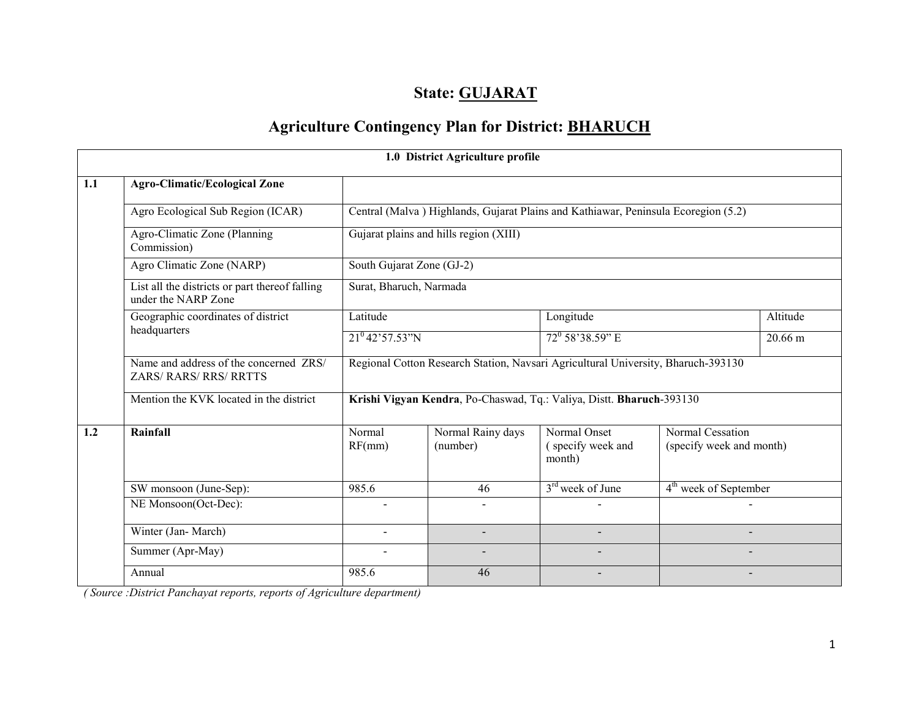# State: GUJARAT

## Agriculture Contingency Plan for District: BHARUCH

| 1.0 District Agriculture profile | | | | | |
|---|---|---|---|---|---|
| **1.1** | **Agro-Climatic/Ecological Zone** | | | | |
| | Agro Ecological Sub Region (ICAR) | Central (Malva ) Highlands, Gujarat Plains and Kathiawar, Peninsula Ecoregion (5.2) | | | |
| | Agro-Climatic Zone (Planning Commission) | Gujarat plains and hills region (XIII) | | | |
| | Agro Climatic Zone (NARP) | South Gujarat Zone (GJ-2) | | | |
| | List all the districts or part thereof falling under the NARP Zone | Surat, Bharuch, Narmada | | | |
| | Geographic coordinates of district headquarters | Latitude | | Longitude | Altitude |
| | | $21^0$ 42'57.53"N | | $72^0$ 58'38.59" E | 20.66 m |
| | Name and address of the concerned ZRS/ ZARS/ RARS/ RRS/ RRTTS | Regional Cotton Research Station, Navsari Agricultural University, Bharuch-393130 | | | |
| | Mention the KVK located in the district | **Krishi Vigyan Kendra**, Po-Chaswad, Tq.: Valiya, Distt. **Bharuch**-393130 | | | |
| **1.2** | **Rainfall** | Normal RF(mm) | Normal Rainy days (number) | Normal Onset ( specify week and month) | Normal Cessation (specify week and month) |
| | SW monsoon (June-Sep): | 985.6 | 46 | 3rd week of June | 4th week of September |
| | NE Monsoon(Oct-Dec): | - | - | - | - |
| | Winter (Jan- March) | - | - | - | - |
| | Summer (Apr-May) | - | - | - | - |
| | Annual | 985.6 | 46 | - | - |

*( Source :District Panchayat reports, reports of Agriculture department)*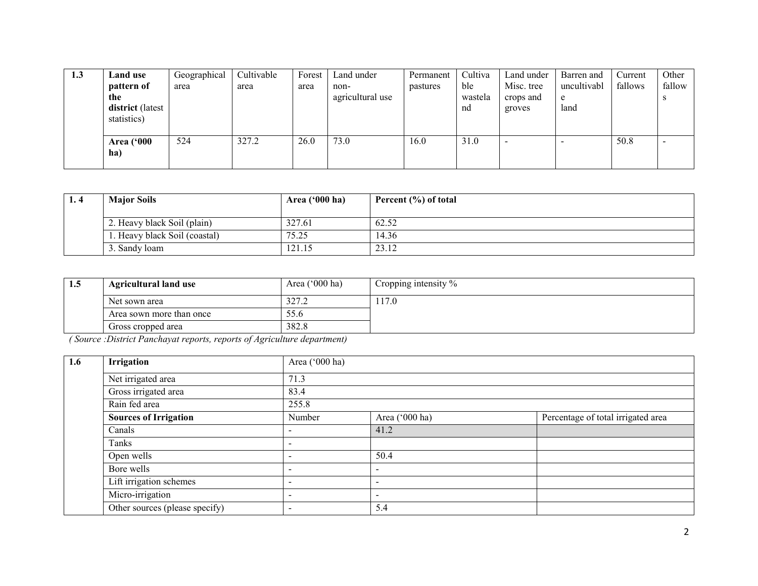| 1.3 | Land use pattern of the district (latest statistics) | Geographical area | Cultivable area | Forest area | Land under non-agricultural use | Permanent pastures | Cultivable wasteland | Land under Misc. tree crops and groves | Barren and uncultivable land | Current fallows | Other fallows |
|---|---|---|---|---|---|---|---|---|---|---|---|
| | **Area ('000 ha)** | 524 | 327.2 | 26.0 | 73.0 | 16.0 | 31.0 | - | - | 50.8 | - |

| 1. 4 | Major Soils | Area ('000 ha) | Percent (%) of total |
|---|---|---|---|
| | 2. Heavy black Soil (plain) | 327.61 | 62.52 |
| | 1. Heavy black Soil (coastal) | 75.25 | 14.36 |
| | 3. Sandy loam | 121.15 | 23.12 |

| 1.5 | Agricultural land use | Area ('000 ha) | Cropping intensity % |
|---|---|---|---|
| | Net sown area | 327.2 | 117.0 |
| | Area sown more than once | 55.6 | |
| | Gross cropped area | 382.8 | |

*( Source :District Panchayat reports, reports of Agriculture department)*

| 1.6 | Irrigation | Area ('000 ha) | | |
|---|---|---|---|---|
| | Net irrigated area | 71.3 | | |
| | Gross irrigated area | 83.4 | | |
| | Rain fed area | 255.8 | | |
| | **Sources of Irrigation** | Number | Area ('000 ha) | Percentage of total irrigated area |
| | Canals | - | 41.2 | |
| | Tanks | - | | |
| | Open wells | - | 50.4 | |
| | Bore wells | - | - | |
| | Lift irrigation schemes | - | - | |
| | Micro-irrigation | - | - | |
| | Other sources (please specify) | - | 5.4 | |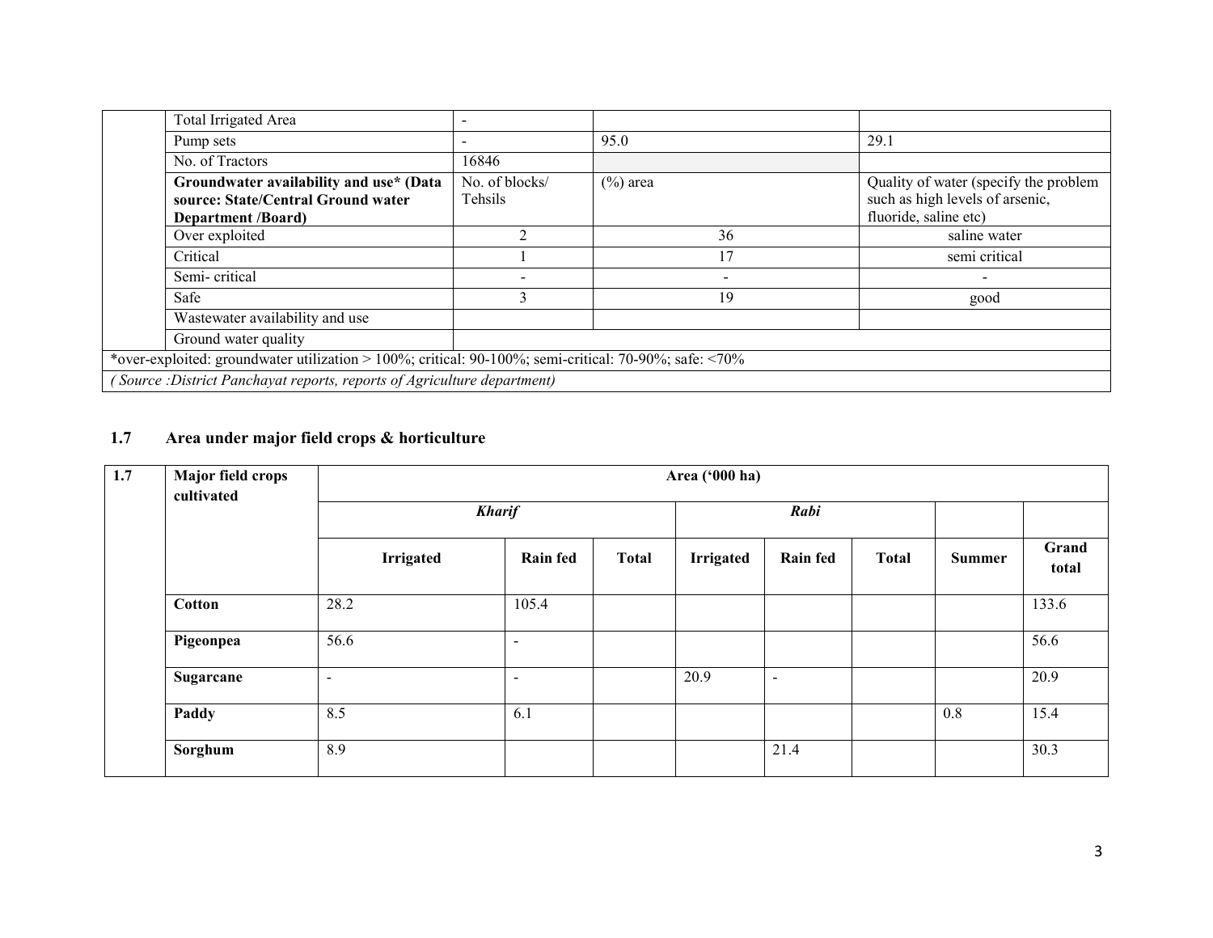| | | | | |
|---|---|---|---|---|
| | Total Irrigated Area | - | | |
| | Pump sets | - | 95.0 | 29.1 |
| | No. of Tractors | 16846 | | |
| | **Groundwater availability and use* (Data source: State/Central Ground water Department /Board)** | No. of blocks/ Tehsils | (%) area | Quality of water (specify the problem such as high levels of arsenic, fluoride, saline etc) |
| | Over exploited | 2 | 36 | saline water |
| | Critical | 1 | 17 | semi critical |
| | Semi- critical | - | - | - |
| | Safe | 3 | 19 | good |
| | Wastewater availability and use | | | |
| | Ground water quality | | | |
| *over-exploited: groundwater utilization > 100%; critical: 90-100%; semi-critical: 70-90%; safe: <70% | | | | |
| *( Source :District Panchayat reports, reports of Agriculture department)* | | | | |

## 1.7 Area under major field crops & horticulture

| 1.7 | Major field crops cultivated | Area ('000 ha) | | | | | | | |
|---|---|---|---|---|---|---|---|---|---|
| | | ***Kharif*** | | | ***Rabi*** | | | | |
| | | **Irrigated** | **Rain fed** | **Total** | **Irrigated** | **Rain fed** | **Total** | **Summer** | **Grand total** |
| | **Cotton** | 28.2 | 105.4 | | | | | | 133.6 |
| | **Pigeonpea** | 56.6 | - | | | | | | 56.6 |
| | **Sugarcane** | - | - | | 20.9 | - | | | 20.9 |
| | **Paddy** | 8.5 | 6.1 | | | | | 0.8 | 15.4 |
| | **Sorghum** | 8.9 | | | | 21.4 | | | 30.3 |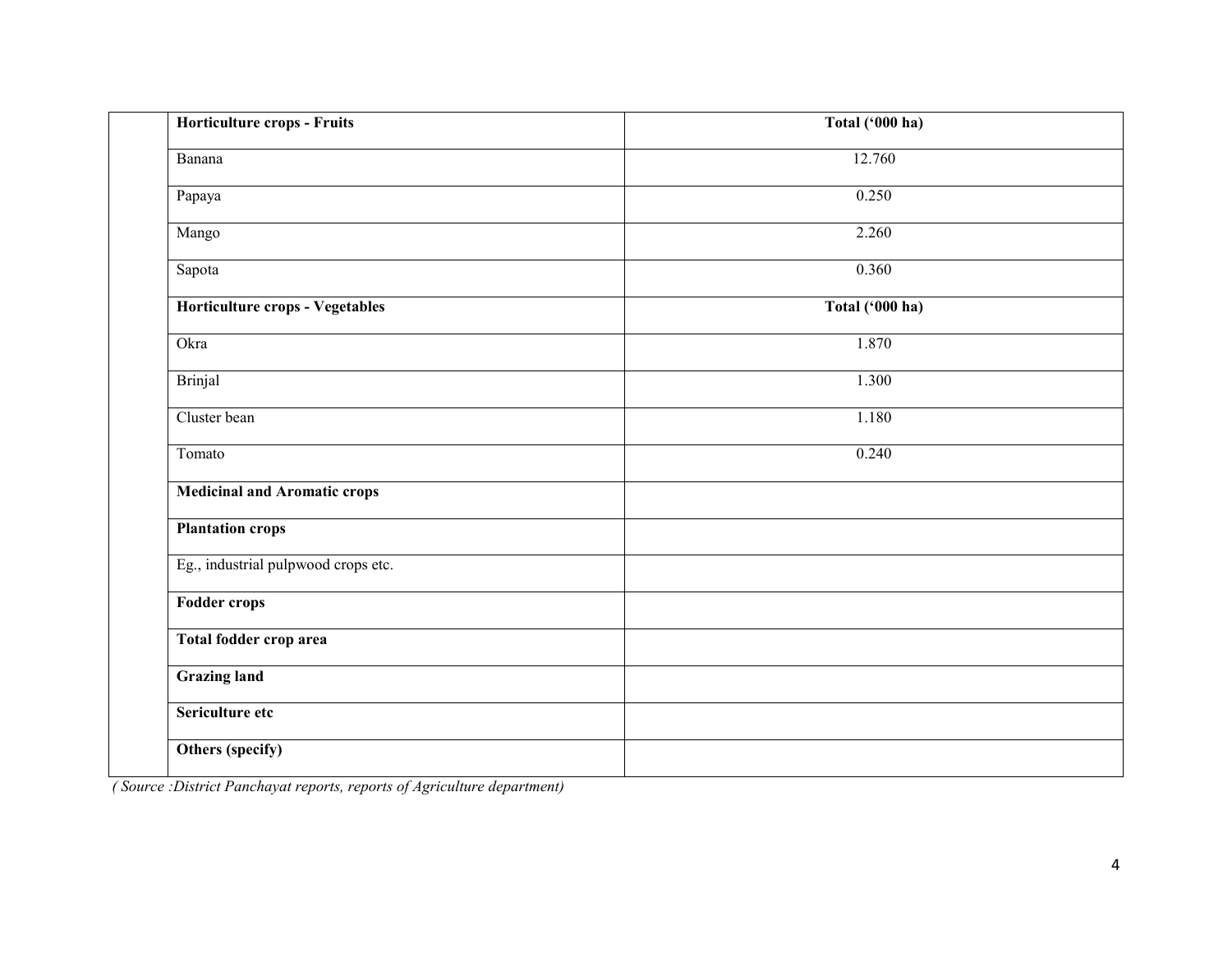| | Horticulture crops - Fruits | Total ('000 ha) |
|---|---|---|
| | Banana | 12.760 |
| | Papaya | 0.250 |
| | Mango | 2.260 |
| | Sapota | 0.360 |
| | **Horticulture crops - Vegetables** | **Total ('000 ha)** |
| | Okra | 1.870 |
| | Brinjal | 1.300 |
| | Cluster bean | 1.180 |
| | Tomato | 0.240 |
| | **Medicinal and Aromatic crops** | |
| | **Plantation crops** | |
| | Eg., industrial pulpwood crops etc. | |
| | **Fodder crops** | |
| | **Total fodder crop area** | |
| | **Grazing land** | |
| | **Sericulture etc** | |
| | **Others (specify)** | |

*( Source :District Panchayat reports, reports of Agriculture department)*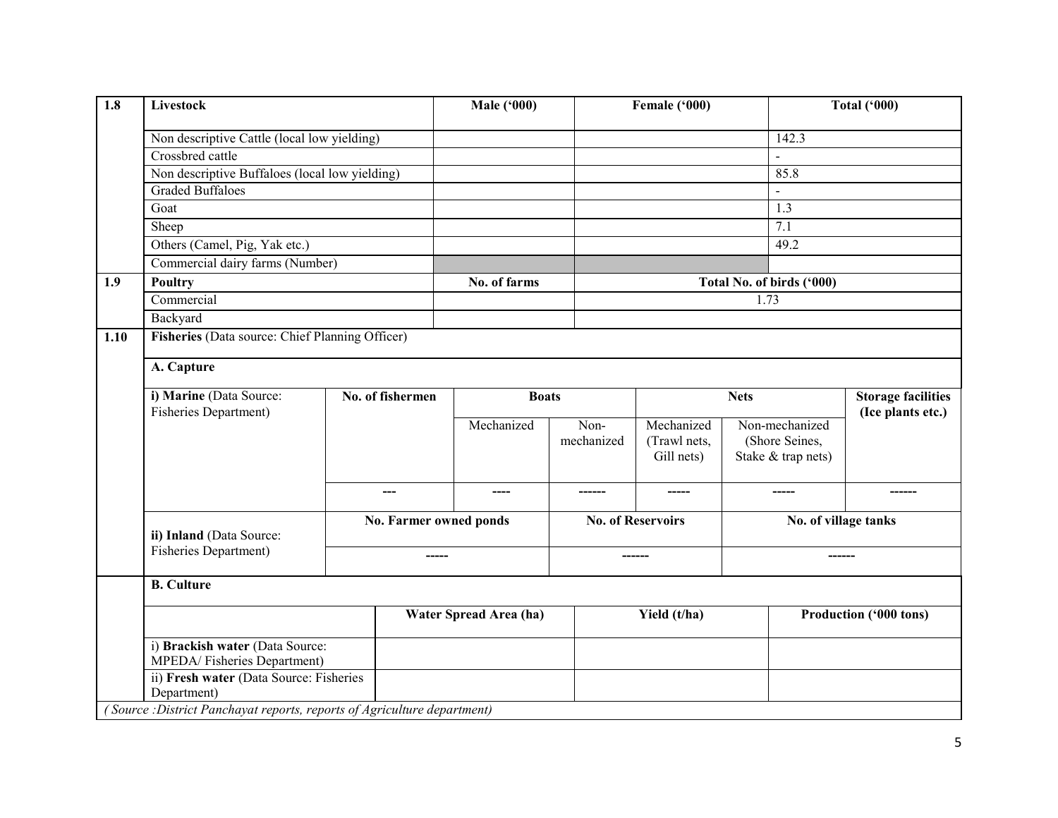| 1.8 | Livestock | Male ('000) | Female ('000) | Total ('000) |
|---|---|---|---|---|
| | Non descriptive Cattle (local low yielding) | | | 142.3 |
| | Crossbred cattle | | | - |
| | Non descriptive Buffaloes (local low yielding) | | | 85.8 |
| | Graded Buffaloes | | | - |
| | Goat | | | 1.3 |
| | Sheep | | | 7.1 |
| | Others (Camel, Pig, Yak etc.) | | | 49.2 |
| | Commercial dairy farms (Number) | | | |
| **1.9** | **Poultry** | **No. of farms** | **Total No. of birds ('000)** | |
| | Commercial | | 1.73 | |
| | Backyard | | | |

| 1.10 | Fisheries (Data source: Chief Planning Officer) | | | | | | |
|---|---|---|---|---|---|---|---|
| | **A. Capture** | | | | | | |
| | **i) Marine** (Data Source: Fisheries Department) | **No. of fishermen** | **Boats** | | **Nets** | | **Storage facilities (Ice plants etc.)** |
| | | | Mechanized | Non-mechanized | Mechanized (Trawl nets, Gill nets) | Non-mechanized (Shore Seines, Stake & trap nets) | |
| | | --- | ---- | ------ | ----- | ----- | ------ |
| | **ii) Inland** (Data Source: Fisheries Department) | **No. Farmer owned ponds** | | **No. of Reservoirs** | | **No. of village tanks** | |
| | | ----- | | ------ | | ------ | |

| | B. Culture | | | |
|---|---|---|---|---|
| | | **Water Spread Area (ha)** | **Yield (t/ha)** | **Production ('000 tons)** |
| | i) **Brackish water** (Data Source: MPEDA/ Fisheries Department) | | | |
| | ii) **Fresh water** (Data Source: Fisheries Department) | | | |

*( Source :District Panchayat reports, reports of Agriculture department)*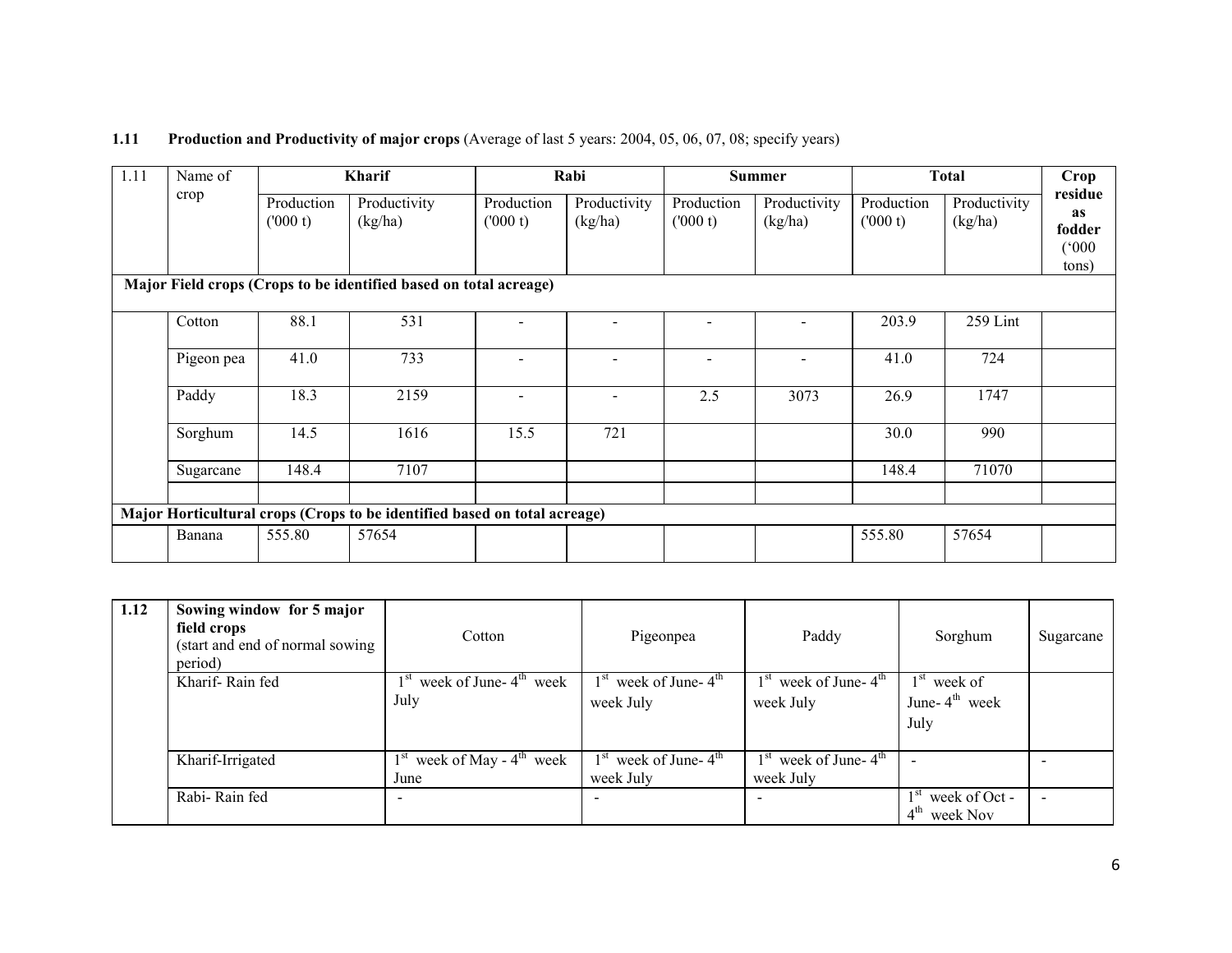**1.11 Production and Productivity of major crops** (Average of last 5 years: 2004, 05, 06, 07, 08; specify years)

| 1.11 | Name of crop | Kharif | | Rabi | | Summer | | Total | | Crop residue as fodder ('000 tons) |
|---|---|---|---|---|---|---|---|---|---|---|
| | | Production ('000 t) | Productivity (kg/ha) | Production ('000 t) | Productivity (kg/ha) | Production ('000 t) | Productivity (kg/ha) | Production ('000 t) | Productivity (kg/ha) | |
| **Major Field crops (Crops to be identified based on total acreage)** | | | | | | | | | | |
| | Cotton | 88.1 | 531 | - | - | - | - | 203.9 | 259 Lint | |
| | Pigeon pea | 41.0 | 733 | - | - | - | - | 41.0 | 724 | |
| | Paddy | 18.3 | 2159 | - | - | 2.5 | 3073 | 26.9 | 1747 | |
| | Sorghum | 14.5 | 1616 | 15.5 | 721 | | | 30.0 | 990 | |
| | Sugarcane | 148.4 | 7107 | | | | | 148.4 | 71070 | |
| | | | | | | | | | | |
| **Major Horticultural crops (Crops to be identified based on total acreage)** | | | | | | | | | | |
| | Banana | 555.80 | 57654 | | | | | 555.80 | 57654 | |

| 1.12 | Sowing window for 5 major field crops (start and end of normal sowing period) | Cotton | Pigeonpea | Paddy | Sorghum | Sugarcane |
|---|---|---|---|---|---|---|
| | Kharif- Rain fed | 1st week of June- 4th week July | 1st week of June- 4th week July | 1st week of June- 4th week July | 1st week of June- 4th week July | |
| | Kharif-Irrigated | 1st week of May - 4th week June | 1st week of June- 4th week July | 1st week of June- 4th week July | - | - |
| | Rabi- Rain fed | - | - | - | 1st week of Oct - 4th week Nov | - |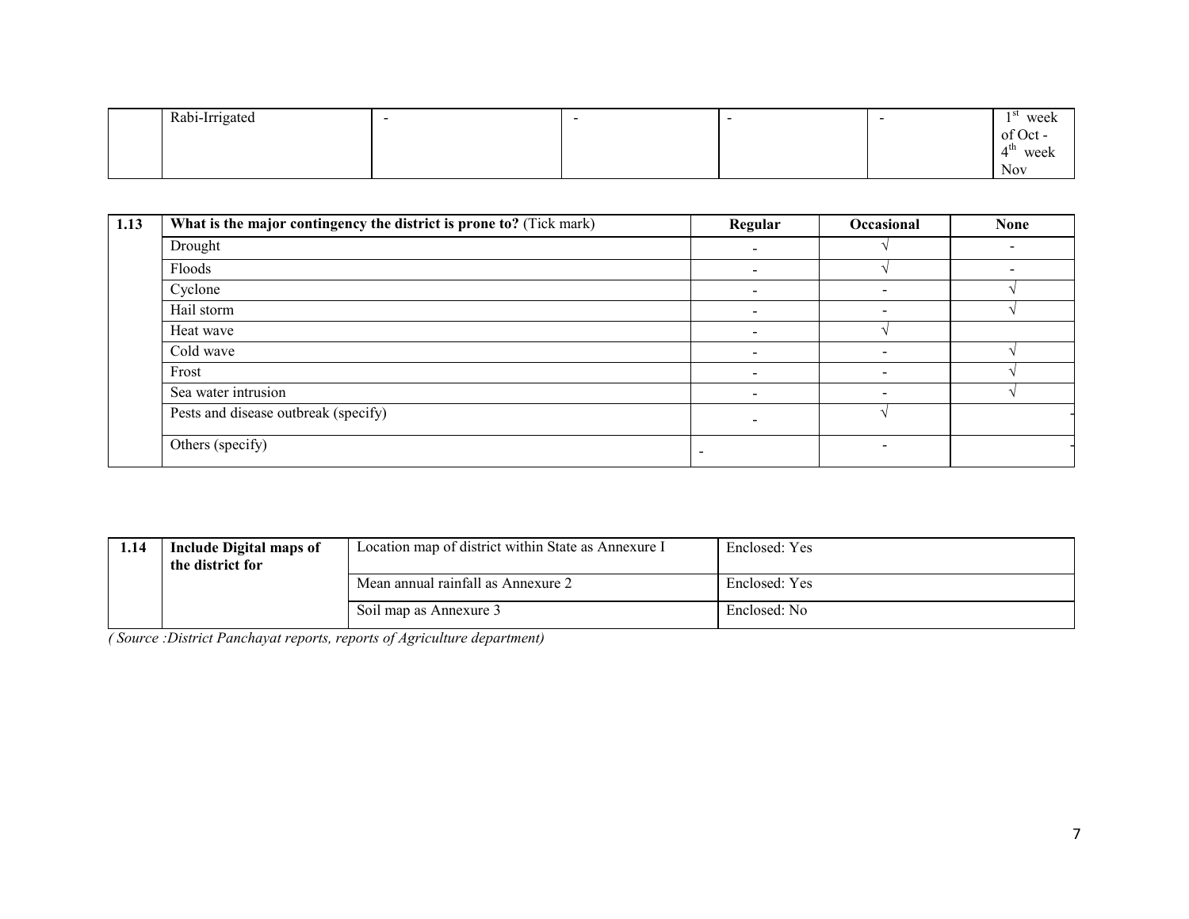|  | Rabi-Irrigated | - | - | - | - | 1st week of Oct - 4th week Nov |
|---|---|---|---|---|---|---|

| 1.13 | What is the major contingency the district is prone to? (Tick mark) | Regular | Occasional | None |
|---|---|---|---|---|
|  | Drought | - | √ | - |
|  | Floods | - | √ | - |
|  | Cyclone | - | - | √ |
|  | Hail storm | - | - | √ |
|  | Heat wave | - | √ |  |
|  | Cold wave | - | - | √ |
|  | Frost | - | - | √ |
|  | Sea water intrusion | - | - | √ |
|  | Pests and disease outbreak (specify) | - | √ | - |
|  | Others (specify) | - | - | - |

| 1.14 | Include Digital maps of the district for | Location map of district within State as Annexure I | Enclosed: Yes |
|---|---|---|---|
|  |  | Mean annual rainfall as Annexure 2 | Enclosed: Yes |
|  |  | Soil map as Annexure 3 | Enclosed: No |

*( Source :District Panchayat reports, reports of Agriculture department)*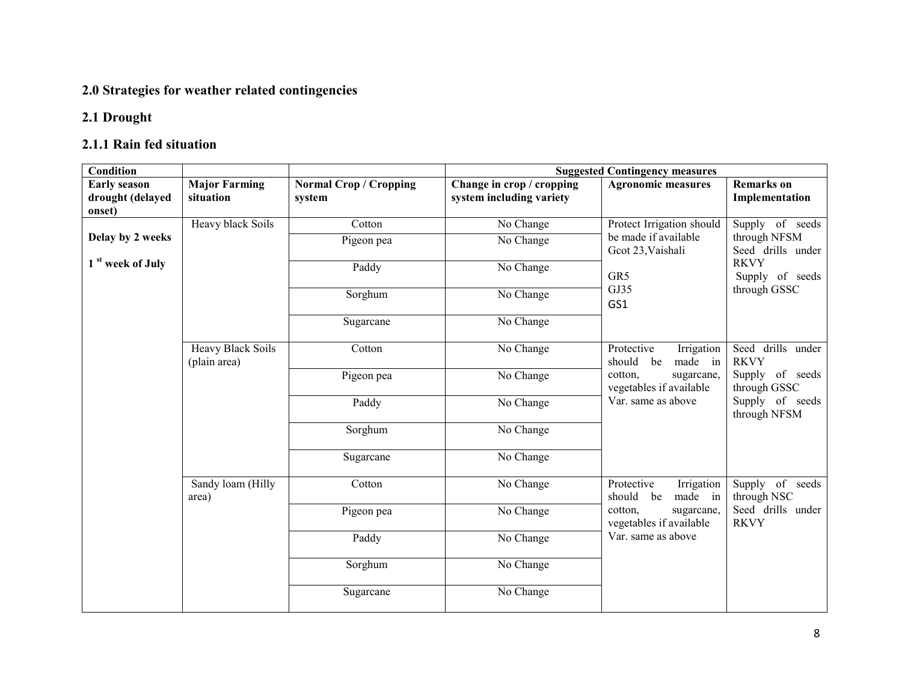## 2.0 Strategies for weather related contingencies

## 2.1 Drought

### 2.1.1 Rain fed situation

| Condition | | | Suggested Contingency measures | | |
|---|---|---|---|---|---|
| **Early season drought (delayed onset)** | **Major Farming situation** | **Normal Crop / Cropping system** | **Change in crop / cropping system including variety** | **Agronomic measures** | **Remarks on Implementation** |
| **Delay by 2 weeks**<br><br>**1 st week of July** | Heavy black Soils | Cotton | No Change | Protect Irrigation should be made if available Gcot 23,Vaishali<br><br>GR5<br>GJ35<br>GS1 | Supply of seeds through NFSM<br>Seed drills under RKVY<br>Supply of seeds through GSSC |
| | | Pigeon pea | No Change | | |
| | | Paddy | No Change | | |
| | | Sorghum | No Change | | |
| | | Sugarcane | No Change | | |
| | Heavy Black Soils (plain area) | Cotton | No Change | Protective Irrigation should be made in cotton, sugarcane, vegetables if available Var. same as above | Seed drills under RKVY<br>Supply of seeds through GSSC<br>Supply of seeds through NFSM |
| | | Pigeon pea | No Change | | |
| | | Paddy | No Change | | |
| | | Sorghum | No Change | | |
| | | Sugarcane | No Change | | |
| | Sandy loam (Hilly area) | Cotton | No Change | Protective Irrigation should be made in cotton, sugarcane, vegetables if available Var. same as above | Supply of seeds through NSC<br>Seed drills under RKVY |
| | | Pigeon pea | No Change | | |
| | | Paddy | No Change | | |
| | | Sorghum | No Change | | |
| | | Sugarcane | No Change | | |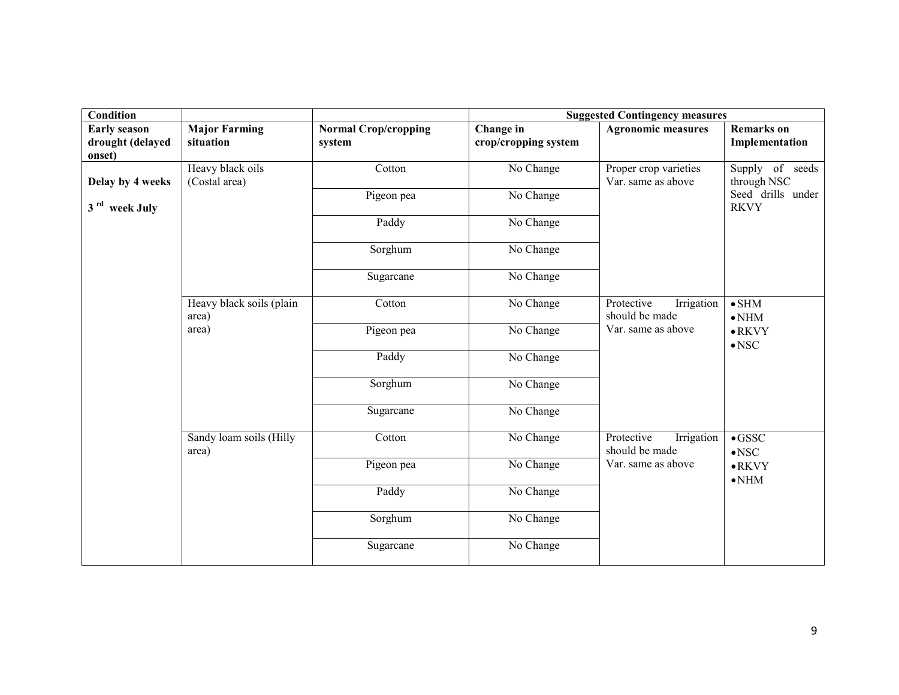| Condition | | | Suggested Contingency measures | | |
|---|---|---|---|---|---|
| **Early season drought (delayed onset)** | **Major Farming situation** | **Normal Crop/cropping system** | **Change in crop/cropping system** | **Agronomic measures** | **Remarks on Implementation** |
| **Delay by 4 weeks**<br>**3 rd week July** | Heavy black oils (Costal area) | Cotton | No Change | Proper crop varieties<br>Var. same as above | Supply of seeds through NSC<br>Seed drills under RKVY |
| | | Pigeon pea | No Change | | |
| | | Paddy | No Change | | |
| | | Sorghum | No Change | | |
| | | Sugarcane | No Change | | |
| | Heavy black soils (plain area)<br>area) | Cotton | No Change | Protective Irrigation should be made<br>Var. same as above | • SHM<br>• NHM<br>• RKVY<br>• NSC |
| | | Pigeon pea | No Change | | |
| | | Paddy | No Change | | |
| | | Sorghum | No Change | | |
| | | Sugarcane | No Change | | |
| | Sandy loam soils (Hilly area) | Cotton | No Change | Protective Irrigation should be made<br>Var. same as above | • GSSC<br>• NSC<br>• RKVY<br>• NHM |
| | | Pigeon pea | No Change | | |
| | | Paddy | No Change | | |
| | | Sorghum | No Change | | |
| | | Sugarcane | No Change | | |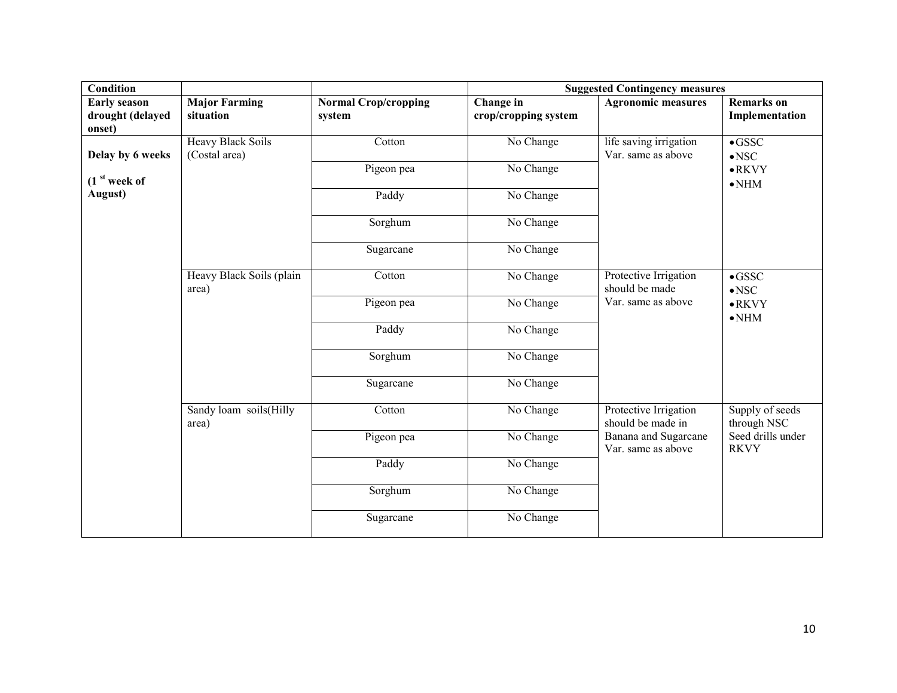| Condition | | | Suggested Contingency measures | | |
|---|---|---|---|---|---|
| **Early season drought (delayed onset)** | **Major Farming situation** | **Normal Crop/cropping system** | **Change in crop/cropping system** | **Agronomic measures** | **Remarks on Implementation** |
| **Delay by 6 weeks (1 st week of August)** | Heavy Black Soils (Costal area) | Cotton | No Change | life saving irrigation Var. same as above | • GSSC • NSC • RKVY • NHM |
| | | Pigeon pea | No Change | | |
| | | Paddy | No Change | | |
| | | Sorghum | No Change | | |
| | | Sugarcane | No Change | | |
| | Heavy Black Soils (plain area) | Cotton | No Change | Protective Irrigation should be made Var. same as above | • GSSC • NSC • RKVY • NHM |
| | | Pigeon pea | No Change | | |
| | | Paddy | No Change | | |
| | | Sorghum | No Change | | |
| | | Sugarcane | No Change | | |
| | Sandy loam soils(Hilly area) | Cotton | No Change | Protective Irrigation should be made in Banana and Sugarcane Var. same as above | Supply of seeds through NSC Seed drills under RKVY |
| | | Pigeon pea | No Change | | |
| | | Paddy | No Change | | |
| | | Sorghum | No Change | | |
| | | Sugarcane | No Change | | |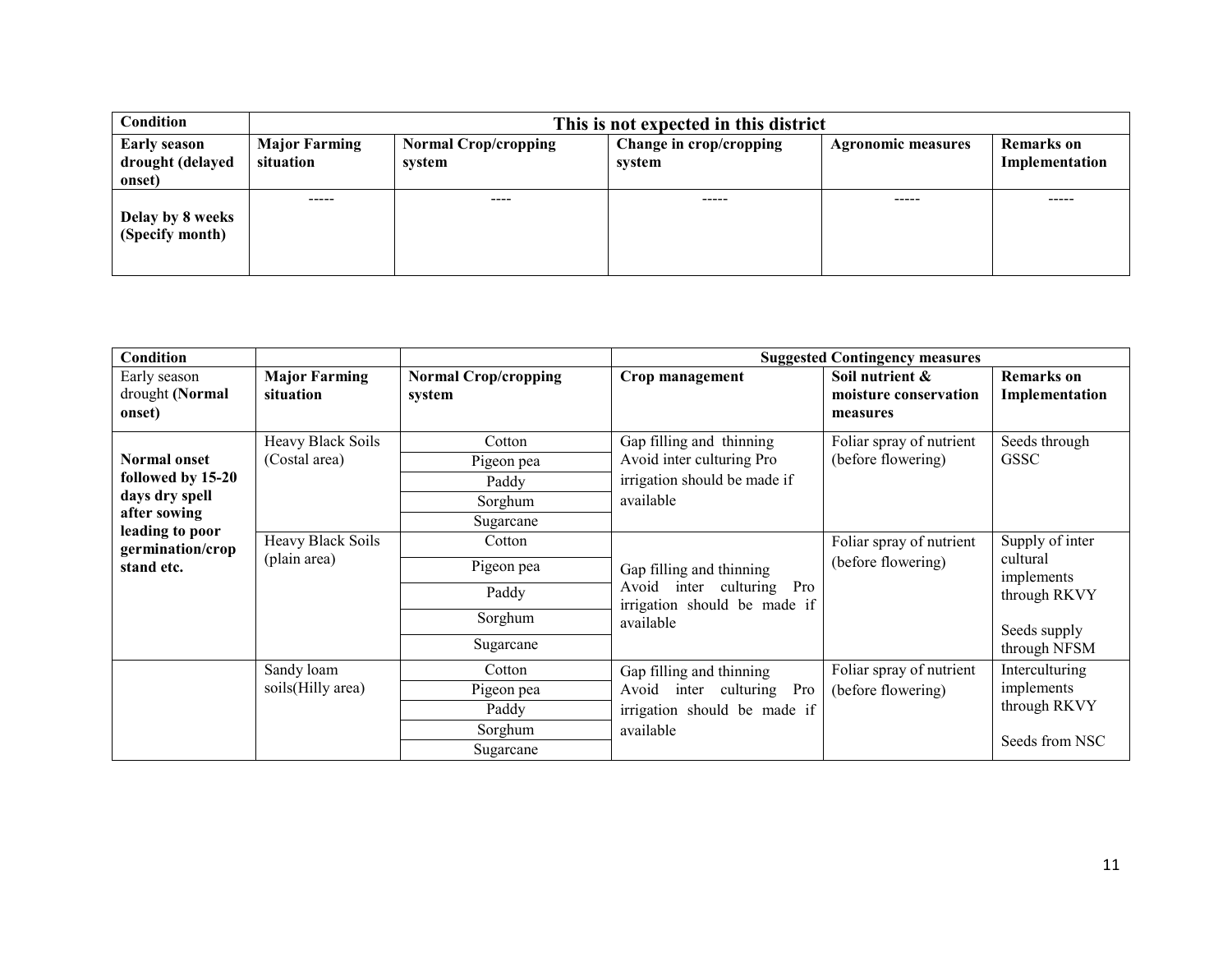| Condition | This is not expected in this district | | | | |
|---|---|---|---|---|---|
| **Early season drought (delayed onset)** | **Major Farming situation** | **Normal Crop/cropping system** | **Change in crop/cropping system** | **Agronomic measures** | **Remarks on Implementation** |
| **Delay by 8 weeks (Specify month)** | ----- | ---- | ----- | ----- | ----- |

| Condition | | | Suggested Contingency measures | | |
|---|---|---|---|---|---|
| Early season drought **(Normal onset)** | **Major Farming situation** | **Normal Crop/cropping system** | **Crop management** | **Soil nutrient & moisture conservation measures** | **Remarks on Implementation** |
| **Normal onset followed by 15-20 days dry spell after sowing leading to poor germination/crop stand etc.** | Heavy Black Soils (Costal area) | Cotton | Gap filling and thinning Avoid inter culturing Pro irrigation should be made if available | Foliar spray of nutrient (before flowering) | Seeds through GSSC |
| | | Pigeon pea | | | |
| | | Paddy | | | |
| | | Sorghum | | | |
| | | Sugarcane | | | |
| | Heavy Black Soils (plain area) | Cotton | Gap filling and thinning Avoid inter culturing Pro irrigation should be made if available | Foliar spray of nutrient (before flowering) | Supply of inter cultural implements through RKVY<br><br>Seeds supply through NFSM |
| | | Pigeon pea | | | |
| | | Paddy | | | |
| | | Sorghum | | | |
| | | Sugarcane | | | |
| | Sandy loam soils(Hilly area) | Cotton | Gap filling and thinning Avoid inter culturing Pro irrigation should be made if available | Foliar spray of nutrient (before flowering) | Interculturing implements through RKVY<br><br>Seeds from NSC |
| | | Pigeon pea | | | |
| | | Paddy | | | |
| | | Sorghum | | | |
| | | Sugarcane | | | |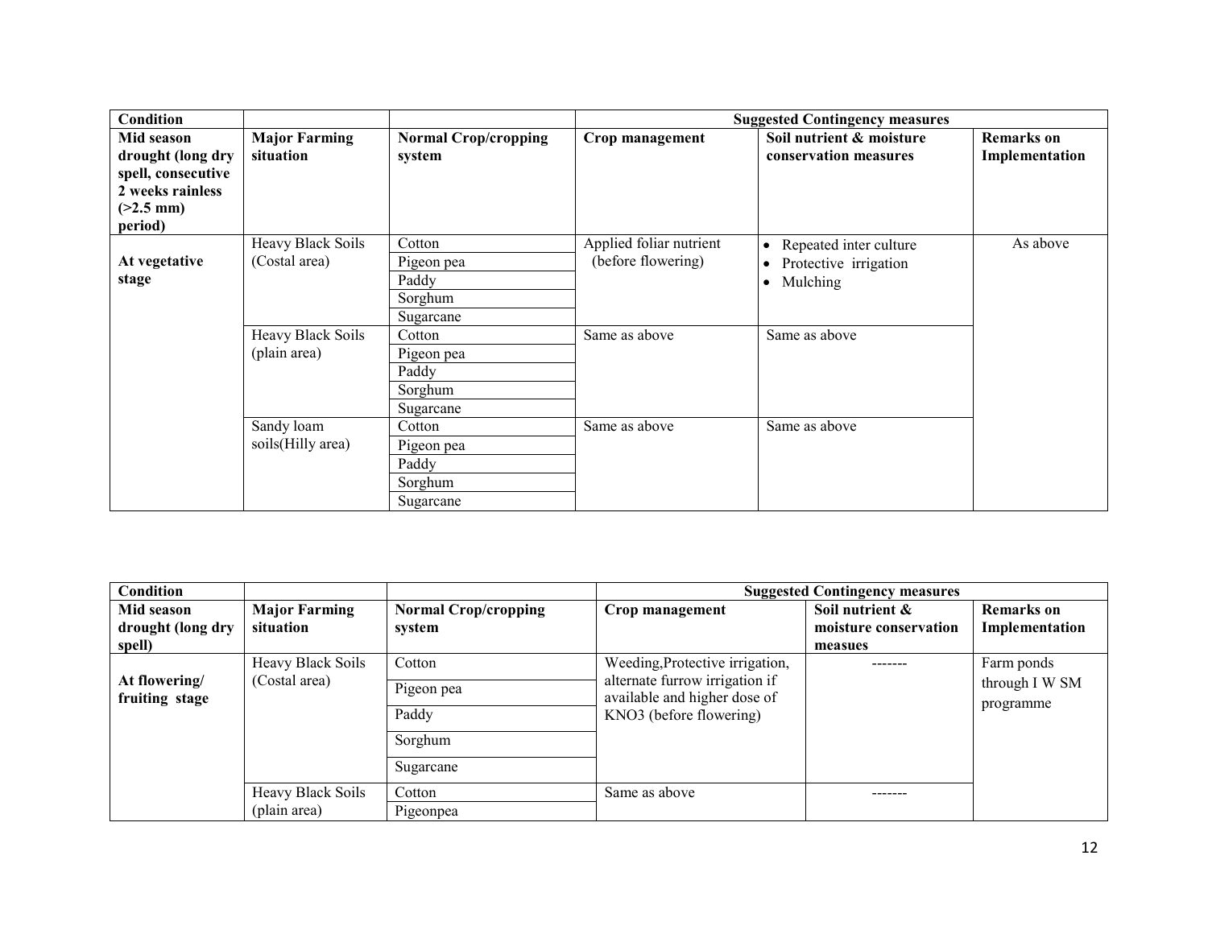| Condition | | | Suggested Contingency measures | | |
|---|---|---|---|---|---|
| **Mid season drought (long dry spell, consecutive 2 weeks rainless (>2.5 mm) period)** | **Major Farming situation** | **Normal Crop/cropping system** | **Crop management** | **Soil nutrient & moisture conservation measures** | **Remarks on Implementation** |
| **At vegetative stage** | Heavy Black Soils (Costal area) | Cotton | Applied foliar nutrient (before flowering) | • Repeated inter culture<br>• Protective irrigation<br>• Mulching | As above |
| | | Pigeon pea | | | |
| | | Paddy | | | |
| | | Sorghum | | | |
| | | Sugarcane | | | |
| | Heavy Black Soils (plain area) | Cotton | Same as above | Same as above | |
| | | Pigeon pea | | | |
| | | Paddy | | | |
| | | Sorghum | | | |
| | | Sugarcane | | | |
| | Sandy loam soils(Hilly area) | Cotton | Same as above | Same as above | |
| | | Pigeon pea | | | |
| | | Paddy | | | |
| | | Sorghum | | | |
| | | Sugarcane | | | |

| Condition | | | Suggested Contingency measures | | |
|---|---|---|---|---|---|
| **Mid season drought (long dry spell)** | **Major Farming situation** | **Normal Crop/cropping system** | **Crop management** | **Soil nutrient & moisture conservation measues** | **Remarks on Implementation** |
| **At flowering/ fruiting stage** | Heavy Black Soils (Costal area) | Cotton | Weeding,Protective irrigation, alternate furrow irrigation if available and higher dose of KNO3 (before flowering) | ------- | Farm ponds through I W SM programme |
| | | Pigeon pea | | | |
| | | Paddy | | | |
| | | Sorghum | | | |
| | | Sugarcane | | | |
| | Heavy Black Soils (plain area) | Cotton | Same as above | ------- | |
| | | Pigeonpea | | | |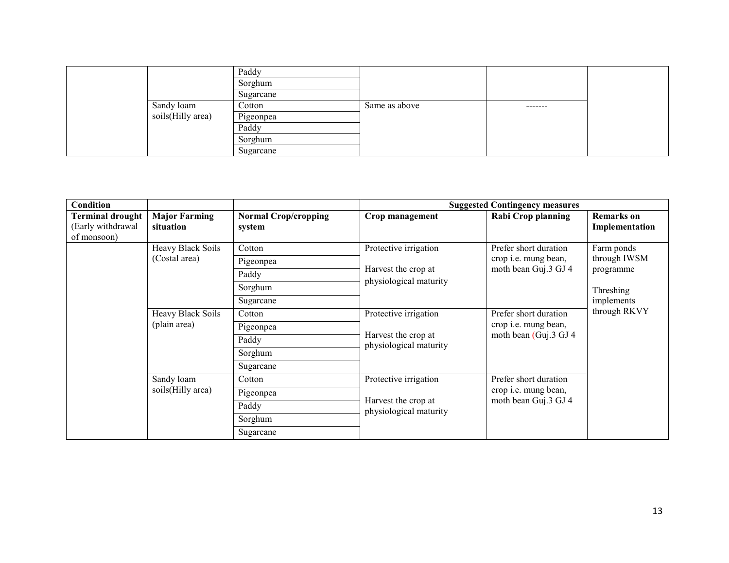| | | Paddy | | | |
|---|---|---|---|---|---|
| | | Sorghum | | | |
| | | Sugarcane | | | |
| | Sandy loam soils(Hilly area) | Cotton | Same as above | ------- | |
| | | Pigeonpea | | | |
| | | Paddy | | | |
| | | Sorghum | | | |
| | | Sugarcane | | | |

| Condition | | | Suggested Contingency measures | | |
|---|---|---|---|---|---|
| **Terminal drought** (Early withdrawal of monsoon) | **Major Farming situation** | **Normal Crop/cropping system** | **Crop management** | **Rabi Crop planning** | **Remarks on Implementation** |
| | Heavy Black Soils (Costal area) | Cotton | Protective irrigation<br><br>Harvest the crop at physiological maturity | Prefer short duration crop i.e. mung bean, moth bean Guj.3 GJ 4 | Farm ponds through IWSM programme<br><br>Threshing implements through RKVY |
| | | Pigeonpea | | | |
| | | Paddy | | | |
| | | Sorghum | | | |
| | | Sugarcane | | | |
| | Heavy Black Soils (plain area) | Cotton | Protective irrigation<br><br>Harvest the crop at physiological maturity | Prefer short duration crop i.e. mung bean, moth bean (Guj.3 GJ 4 | |
| | | Pigeonpea | | | |
| | | Paddy | | | |
| | | Sorghum | | | |
| | | Sugarcane | | | |
| | Sandy loam soils(Hilly area) | Cotton | Protective irrigation<br><br>Harvest the crop at physiological maturity | Prefer short duration crop i.e. mung bean, moth bean Guj.3 GJ 4 | |
| | | Pigeonpea | | | |
| | | Paddy | | | |
| | | Sorghum | | | |
| | | Sugarcane | | | |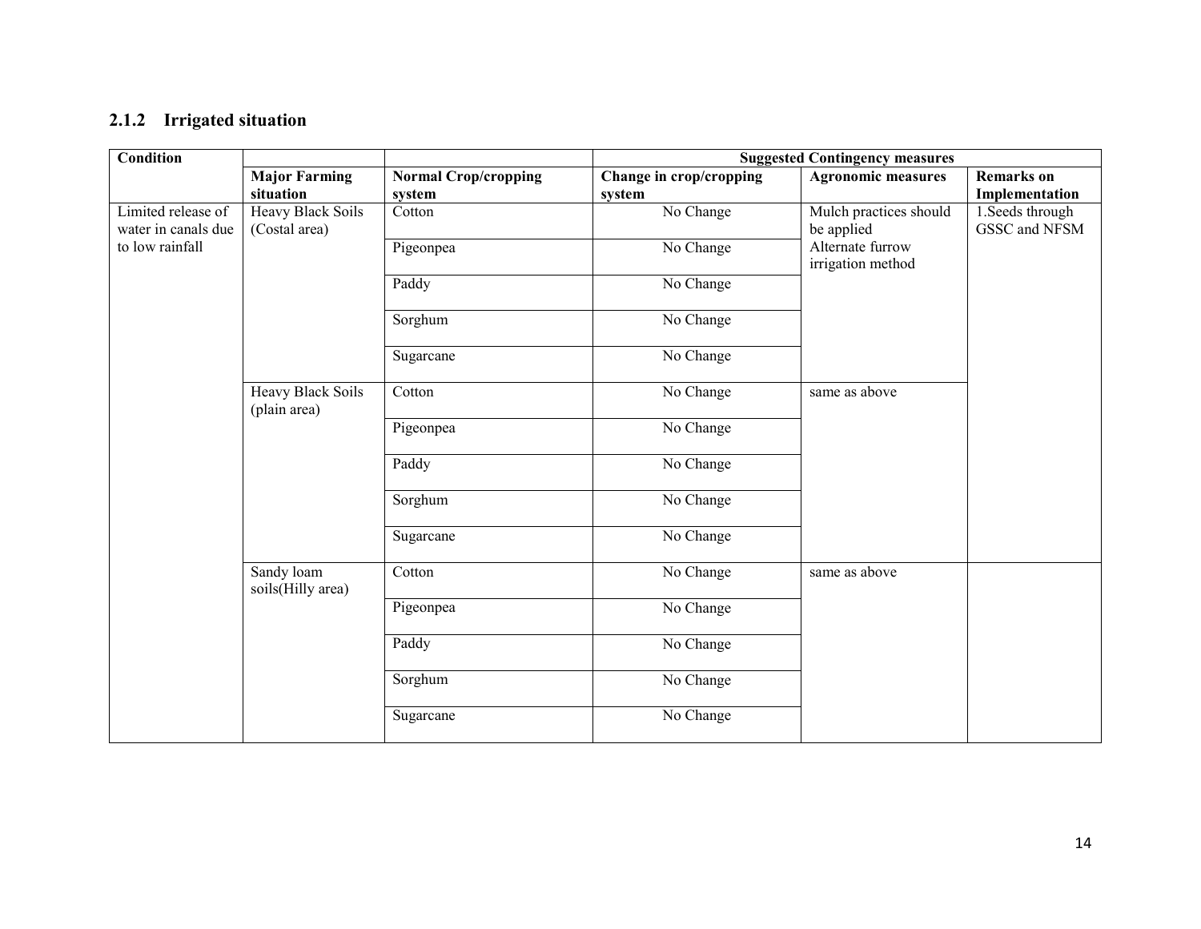### 2.1.2 Irrigated situation

| Condition | | | Suggested Contingency measures | | |
|---|---|---|---|---|---|
| | **Major Farming situation** | **Normal Crop/cropping system** | **Change in crop/cropping system** | **Agronomic measures** | **Remarks on Implementation** |
| Limited release of water in canals due to low rainfall | Heavy Black Soils (Costal area) | Cotton | No Change | Mulch practices should be applied<br>Alternate furrow irrigation method | 1.Seeds through GSSC and NFSM |
| | | Pigeonpea | No Change | | |
| | | Paddy | No Change | | |
| | | Sorghum | No Change | | |
| | | Sugarcane | No Change | | |
| | Heavy Black Soils (plain area) | Cotton | No Change | same as above | |
| | | Pigeonpea | No Change | | |
| | | Paddy | No Change | | |
| | | Sorghum | No Change | | |
| | | Sugarcane | No Change | | |
| | Sandy loam soils(Hilly area) | Cotton | No Change | same as above | |
| | | Pigeonpea | No Change | | |
| | | Paddy | No Change | | |
| | | Sorghum | No Change | | |
| | | Sugarcane | No Change | | |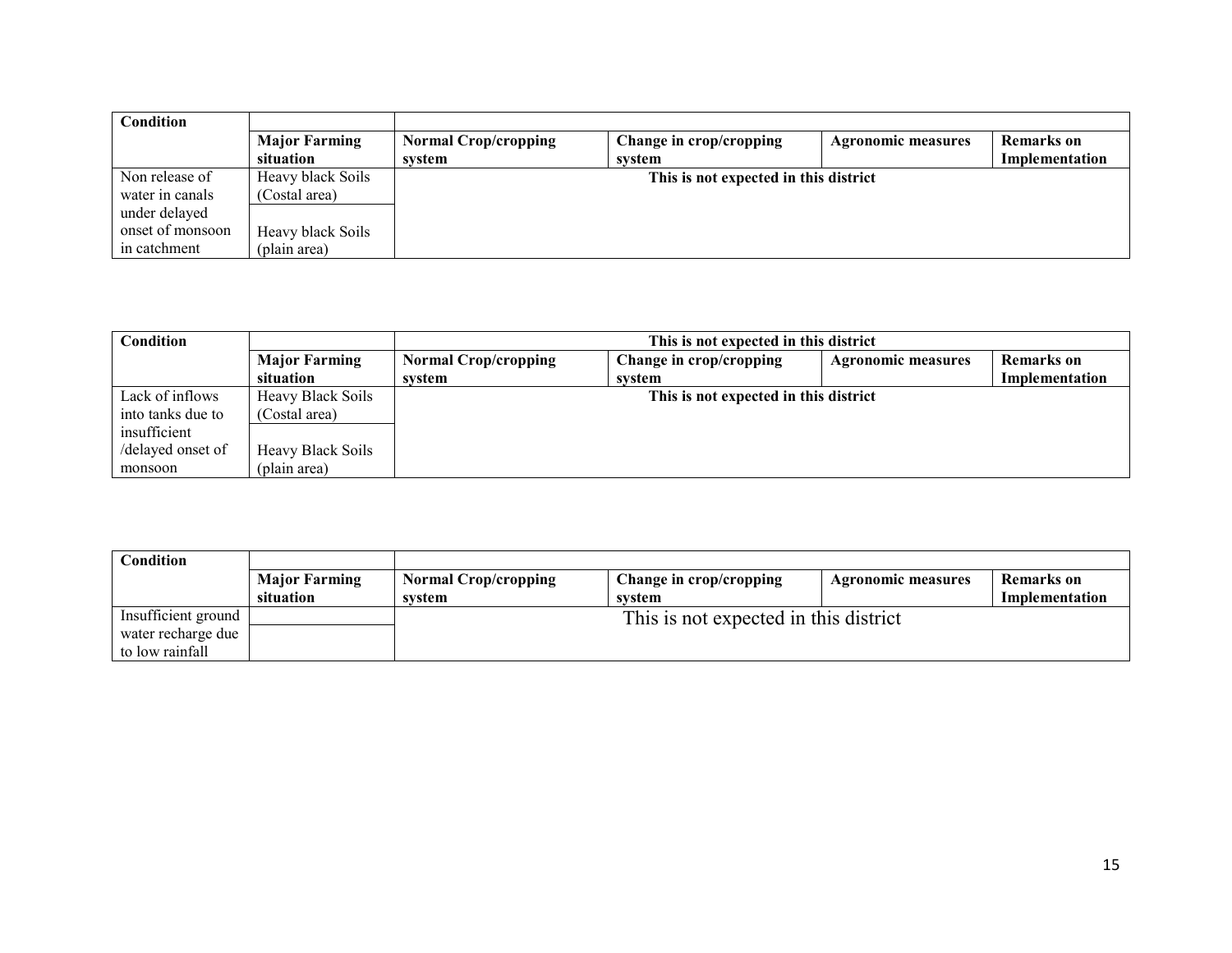| Condition | | | | | |
|---|---|---|---|---|---|
| | **Major Farming situation** | **Normal Crop/cropping system** | **Change in crop/cropping system** | **Agronomic measures** | **Remarks on Implementation** |
| Non release of water in canals under delayed onset of monsoon in catchment | Heavy black Soils (Costal area) | **This is not expected in this district** | | | |
| | Heavy black Soils (plain area) | | | | |

| Condition | | **This is not expected in this district** | | | |
|---|---|---|---|---|---|
| | **Major Farming situation** | **Normal Crop/cropping system** | **Change in crop/cropping system** | **Agronomic measures** | **Remarks on Implementation** |
| Lack of inflows into tanks due to insufficient /delayed onset of monsoon | Heavy Black Soils (Costal area) | **This is not expected in this district** | | | |
| | Heavy Black Soils (plain area) | | | | |

| Condition | | | | | |
|---|---|---|---|---|---|
| | **Major Farming situation** | **Normal Crop/cropping system** | **Change in crop/cropping system** | **Agronomic measures** | **Remarks on Implementation** |
| Insufficient ground water recharge due to low rainfall | | This is not expected in this district | | | |
| | | | | | |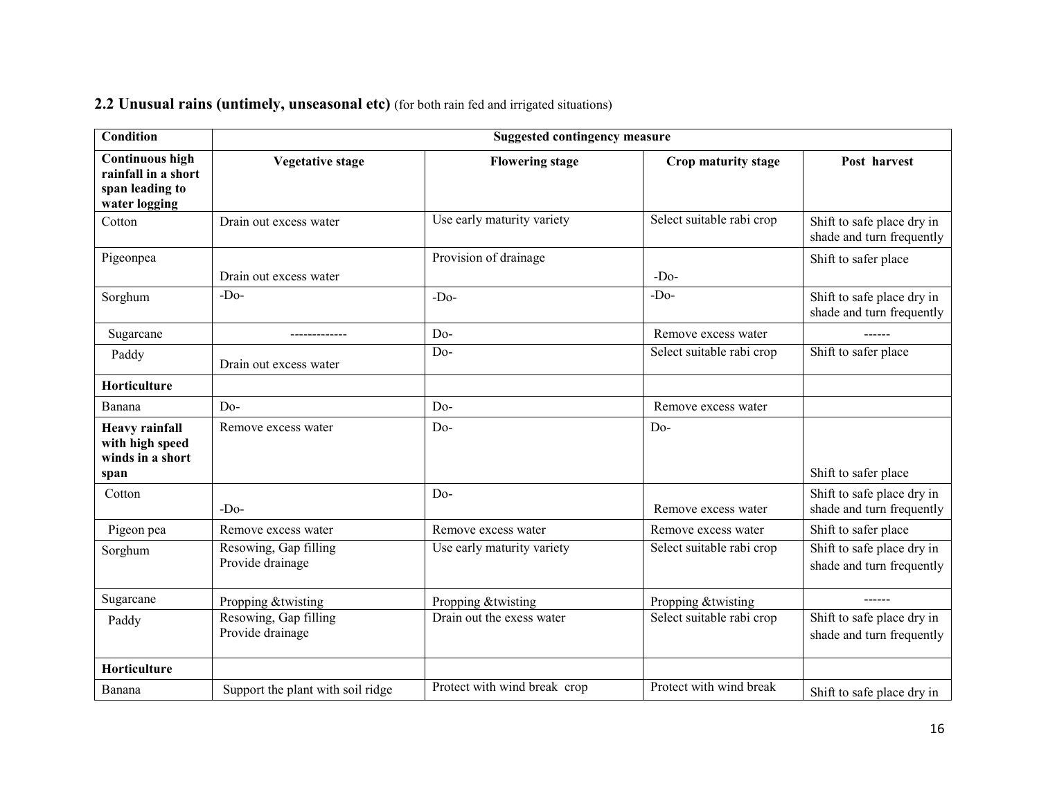### 2.2 Unusual rains (untimely, unseasonal etc) (for both rain fed and irrigated situations)

| Condition | Suggested contingency measure | | | |
|---|---|---|---|---|
| **Continuous high rainfall in a short span leading to water logging** | **Vegetative stage** | **Flowering stage** | **Crop maturity stage** | **Post harvest** |
| Cotton | Drain out excess water | Use early maturity variety | Select suitable rabi crop | Shift to safe place dry in shade and turn frequently |
| Pigeonpea | Drain out excess water | Provision of drainage | -Do- | Shift to safer place |
| Sorghum | -Do- | -Do- | -Do- | Shift to safe place dry in shade and turn frequently |
| Sugarcane | ------------- | Do- | Remove excess water | ------ |
| Paddy | Drain out excess water | Do- | Select suitable rabi crop | Shift to safer place |
| **Horticulture** | | | | |
| Banana | Do- | Do- | Remove excess water | |
| **Heavy rainfall with high speed winds in a short span** | Remove excess water | Do- | Do- | Shift to safer place |
| Cotton | -Do- | Do- | Remove excess water | Shift to safe place dry in shade and turn frequently |
| Pigeon pea | Remove excess water | Remove excess water | Remove excess water | Shift to safer place |
| Sorghum | Resowing, Gap filling Provide drainage | Use early maturity variety | Select suitable rabi crop | Shift to safe place dry in shade and turn frequently |
| Sugarcane | Propping &twisting | Propping &twisting | Propping &twisting | ------ |
| Paddy | Resowing, Gap filling Provide drainage | Drain out the exess water | Select suitable rabi crop | Shift to safe place dry in shade and turn frequently |
| **Horticulture** | | | | |
| Banana | Support the plant with soil ridge | Protect with wind break crop | Protect with wind break | Shift to safe place dry in |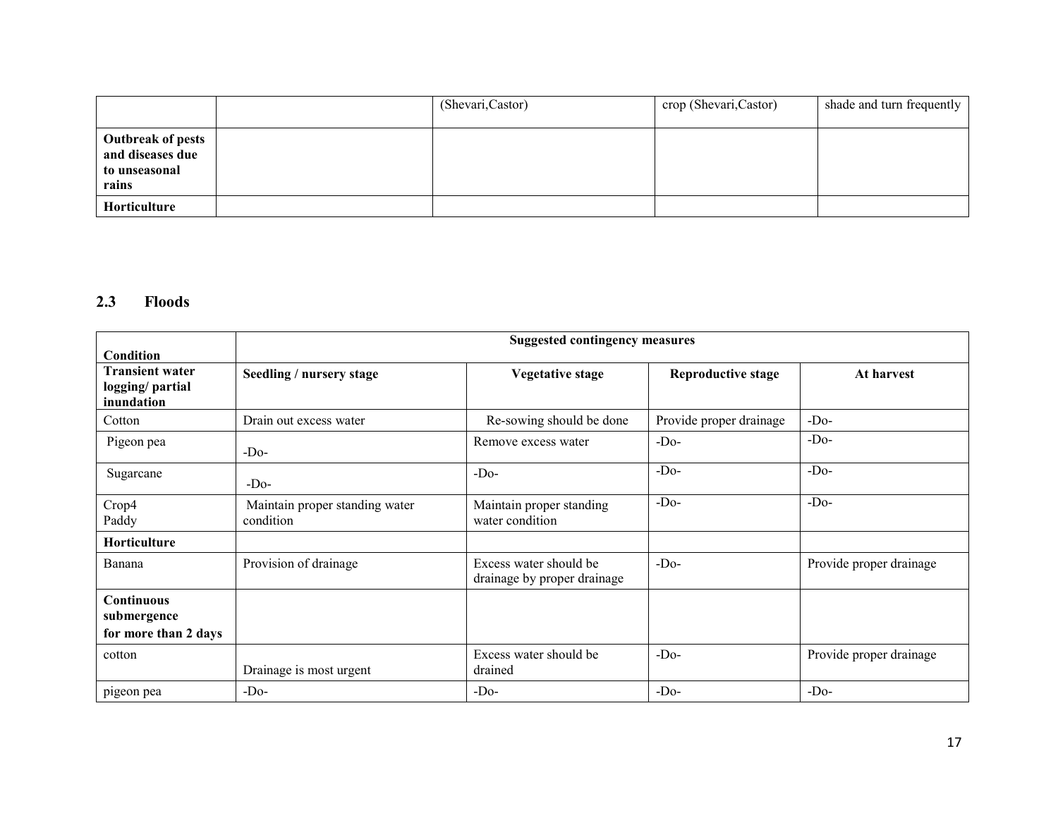| | | (Shevari,Castor) | crop (Shevari,Castor) | shade and turn frequently |
|---|---|---|---|---|
| **Outbreak of pests and diseases due to unseasonal rains** | | | | |
| **Horticulture** | | | | |

## 2.3 Floods

| Condition | Suggested contingency measures | | | |
|---|---|---|---|---|
| **Transient water logging/ partial inundation** | **Seedling / nursery stage** | **Vegetative stage** | **Reproductive stage** | **At harvest** |
| Cotton | Drain out excess water | Re-sowing should be done | Provide proper drainage | -Do- |
| Pigeon pea | -Do- | Remove excess water | -Do- | -Do- |
| Sugarcane | -Do- | -Do- | -Do- | -Do- |
| Crop4 Paddy | Maintain proper standing water condition | Maintain proper standing water condition | -Do- | -Do- |
| **Horticulture** | | | | |
| Banana | Provision of drainage | Excess water should be drainage by proper drainage | -Do- | Provide proper drainage |
| **Continuous submergence for more than 2 days** | | | | |
| cotton | Drainage is most urgent | Excess water should be drained | -Do- | Provide proper drainage |
| pigeon pea | -Do- | -Do- | -Do- | -Do- |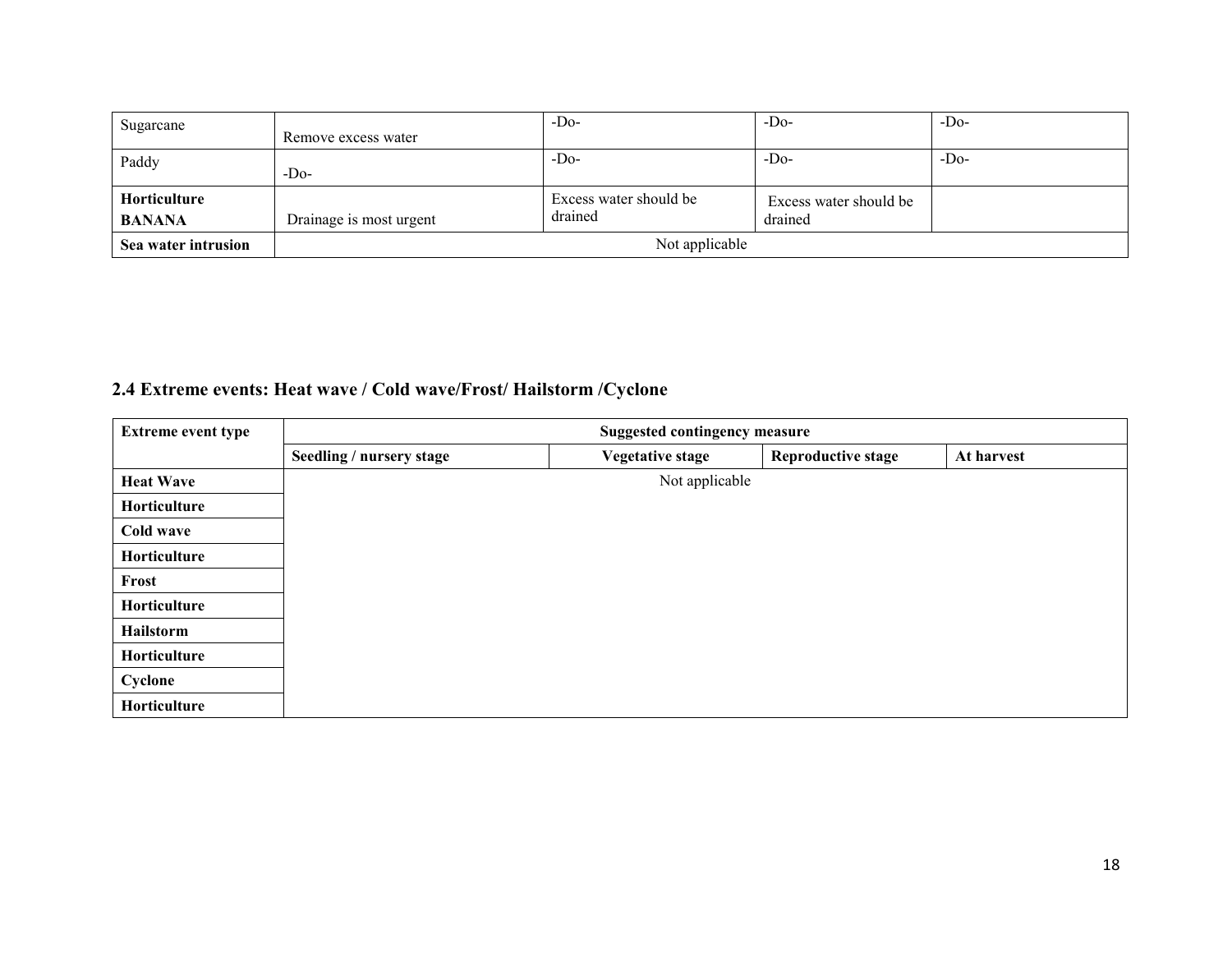| | | | | |
|---|---|---|---|---|
| Sugarcane | Remove excess water | -Do- | -Do- | -Do- |
| Paddy | -Do- | -Do- | -Do- | -Do- |
| **Horticulture**<br>**BANANA** | Drainage is most urgent | Excess water should be drained | Excess water should be drained | |
| **Sea water intrusion** | Not applicable | | | |

## 2.4 Extreme events: Heat wave / Cold wave/Frost/ Hailstorm /Cyclone

| Extreme event type | Suggested contingency measure | | | |
|---|---|---|---|---|
| | **Seedling / nursery stage** | **Vegetative stage** | **Reproductive stage** | **At harvest** |
| **Heat Wave** | Not applicable | | | |
| **Horticulture** | | | | |
| **Cold wave** | | | | |
| **Horticulture** | | | | |
| **Frost** | | | | |
| **Horticulture** | | | | |
| **Hailstorm** | | | | |
| **Horticulture** | | | | |
| **Cyclone** | | | | |
| **Horticulture** | | | | |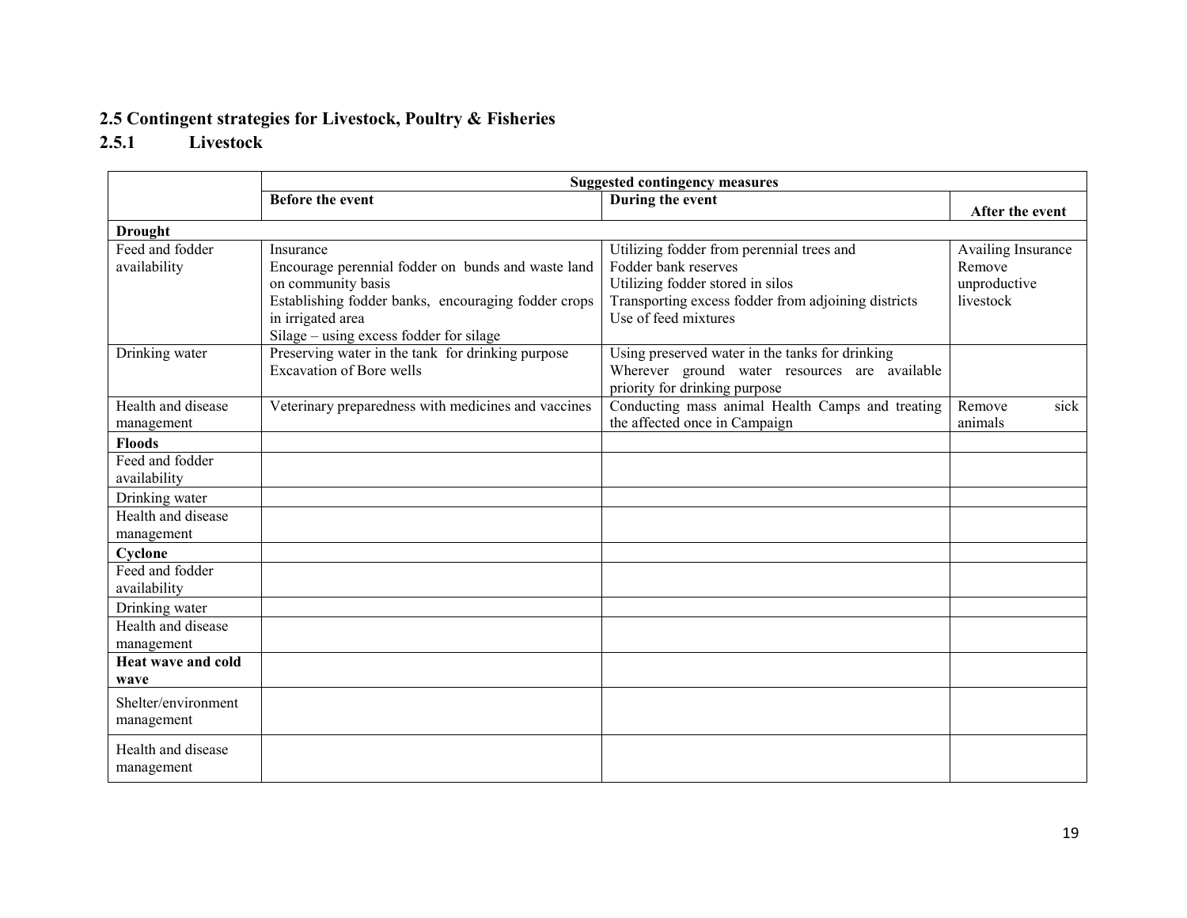## 2.5 Contingent strategies for Livestock, Poultry & Fisheries

### 2.5.1 Livestock

| | Suggested contingency measures | | |
|---|---|---|---|
| | **Before the event** | **During the event** | **After the event** |
| **Drought** | | | |
| Feed and fodder availability | Insurance<br>Encourage perennial fodder on bunds and waste land on community basis<br>Establishing fodder banks, encouraging fodder crops in irrigated area<br>Silage – using excess fodder for silage | Utilizing fodder from perennial trees and<br>Fodder bank reserves<br>Utilizing fodder stored in silos<br>Transporting excess fodder from adjoining districts<br>Use of feed mixtures | Availing Insurance<br>Remove unproductive livestock |
| Drinking water | Preserving water in the tank for drinking purpose<br>Excavation of Bore wells | Using preserved water in the tanks for drinking<br>Wherever ground water resources are available priority for drinking purpose | |
| Health and disease management | Veterinary preparedness with medicines and vaccines | Conducting mass animal Health Camps and treating the affected once in Campaign | Remove sick animals |
| **Floods** | | | |
| Feed and fodder availability | | | |
| Drinking water | | | |
| Health and disease management | | | |
| **Cyclone** | | | |
| Feed and fodder availability | | | |
| Drinking water | | | |
| Health and disease management | | | |
| **Heat wave and cold wave** | | | |
| Shelter/environment management | | | |
| Health and disease management | | | |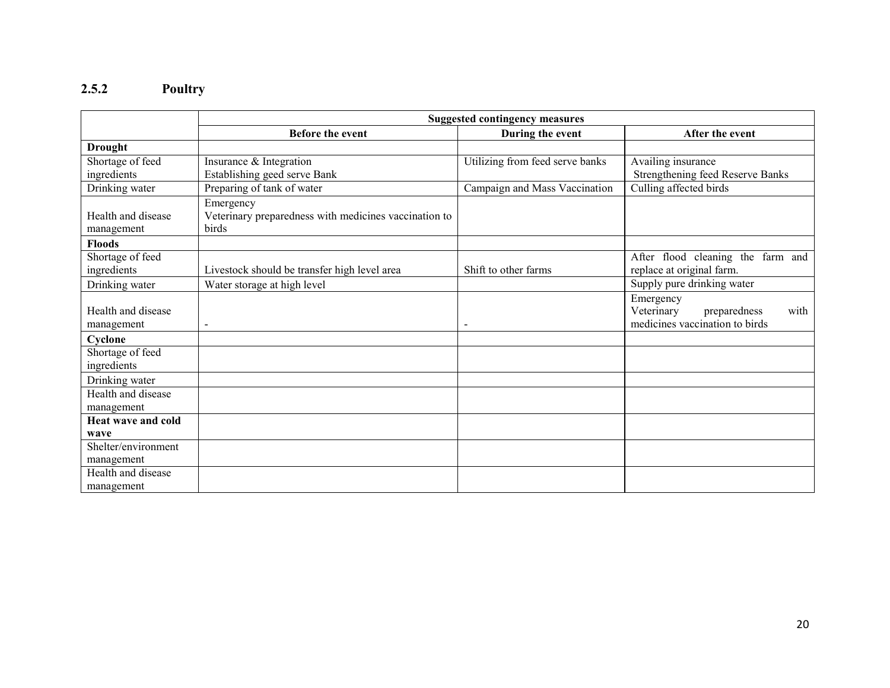### 2.5.2 Poultry

| | Suggested contingency measures | | |
|---|---|---|---|
| | **Before the event** | **During the event** | **After the event** |
| **Drought** | | | |
| Shortage of feed ingredients | Insurance & Integration<br>Establishing geed serve Bank | Utilizing from feed serve banks | Availing insurance<br>Strengthening feed Reserve Banks |
| Drinking water | Preparing of tank of water | Campaign and Mass Vaccination | Culling affected birds |
| Health and disease management | Emergency<br>Veterinary preparedness with medicines vaccination to birds | | |
| **Floods** | | | |
| Shortage of feed ingredients | Livestock should be transfer high level area | Shift to other farms | After flood cleaning the farm and replace at original farm. |
| Drinking water | Water storage at high level | | Supply pure drinking water |
| Health and disease management | - | - | Emergency<br>Veterinary preparedness with medicines vaccination to birds |
| **Cyclone** | | | |
| Shortage of feed ingredients | | | |
| Drinking water | | | |
| Health and disease management | | | |
| **Heat wave and cold wave** | | | |
| Shelter/environment management | | | |
| Health and disease management | | | |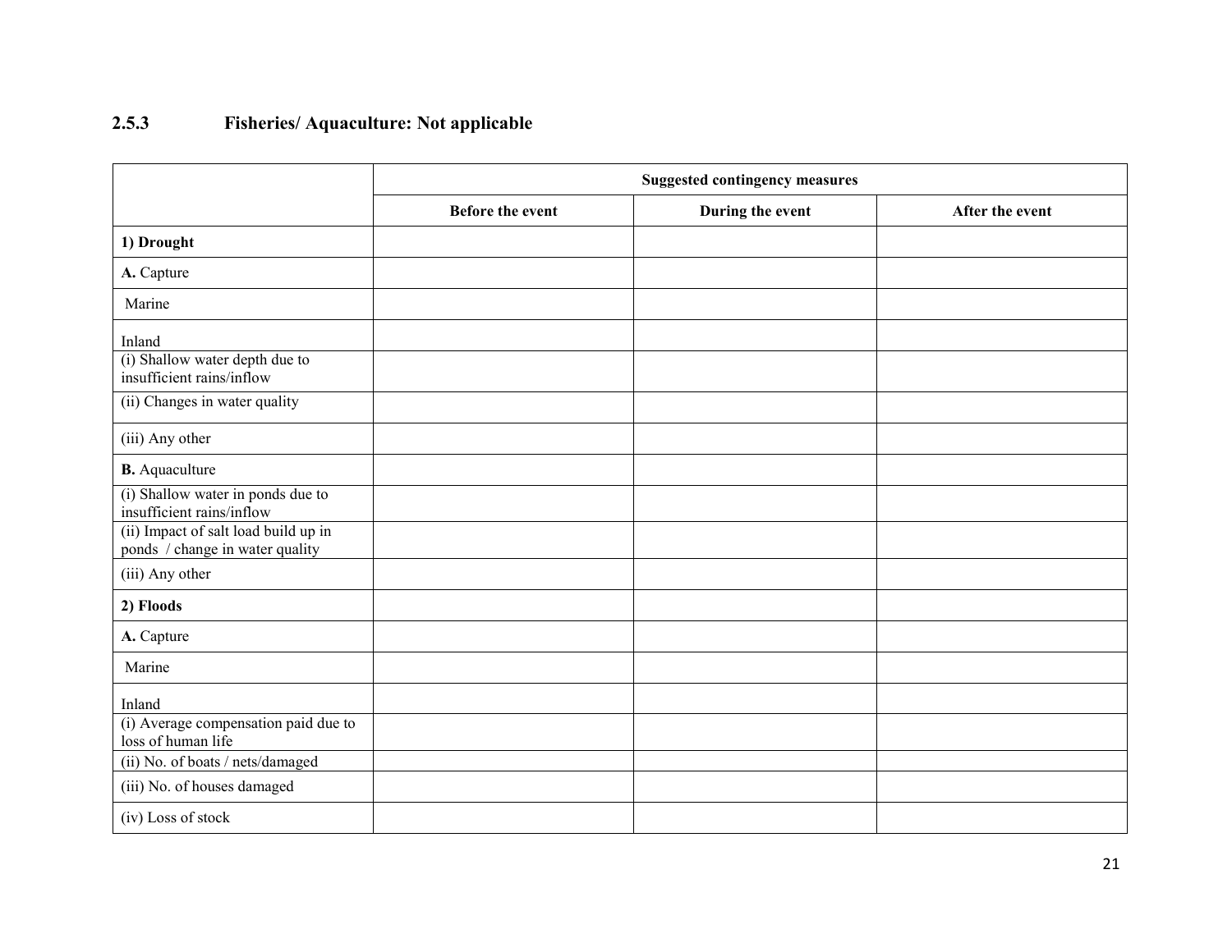### 2.5.3 Fisheries/ Aquaculture: Not applicable

| | Suggested contingency measures | | |
|---|---|---|---|
| | **Before the event** | **During the event** | **After the event** |
| **1) Drought** | | | |
| **A.** Capture | | | |
| Marine | | | |
| Inland | | | |
| (i) Shallow water depth due to insufficient rains/inflow | | | |
| (ii) Changes in water quality | | | |
| (iii) Any other | | | |
| **B.** Aquaculture | | | |
| (i) Shallow water in ponds due to insufficient rains/inflow | | | |
| (ii) Impact of salt load build up in ponds / change in water quality | | | |
| (iii) Any other | | | |
| **2) Floods** | | | |
| **A.** Capture | | | |
| Marine | | | |
| Inland | | | |
| (i) Average compensation paid due to loss of human life | | | |
| (ii) No. of boats / nets/damaged | | | |
| (iii) No. of houses damaged | | | |
| (iv) Loss of stock | | | |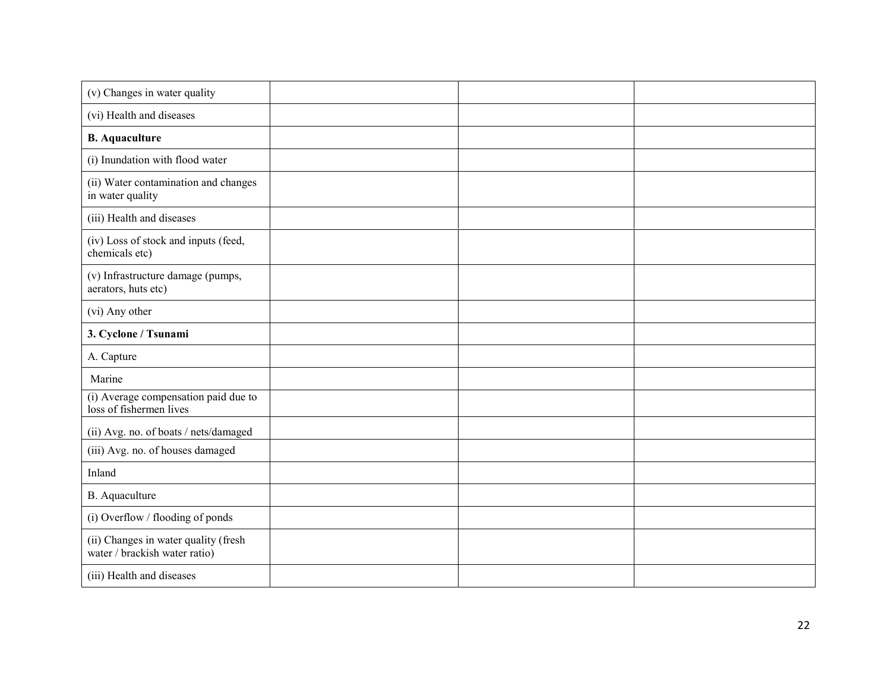| | | | |
|---|---|---|---|
| (v) Changes in water quality | | | |
| (vi) Health and diseases | | | |
| **B. Aquaculture** | | | |
| (i) Inundation with flood water | | | |
| (ii) Water contamination and changes in water quality | | | |
| (iii) Health and diseases | | | |
| (iv) Loss of stock and inputs (feed, chemicals etc) | | | |
| (v) Infrastructure damage (pumps, aerators, huts etc) | | | |
| (vi) Any other | | | |
| **3. Cyclone / Tsunami** | | | |
| A. Capture | | | |
| Marine | | | |
| (i) Average compensation paid due to loss of fishermen lives | | | |
| (ii) Avg. no. of boats / nets/damaged | | | |
| (iii) Avg. no. of houses damaged | | | |
| Inland | | | |
| B. Aquaculture | | | |
| (i) Overflow / flooding of ponds | | | |
| (ii) Changes in water quality (fresh water / brackish water ratio) | | | |
| (iii) Health and diseases | | | |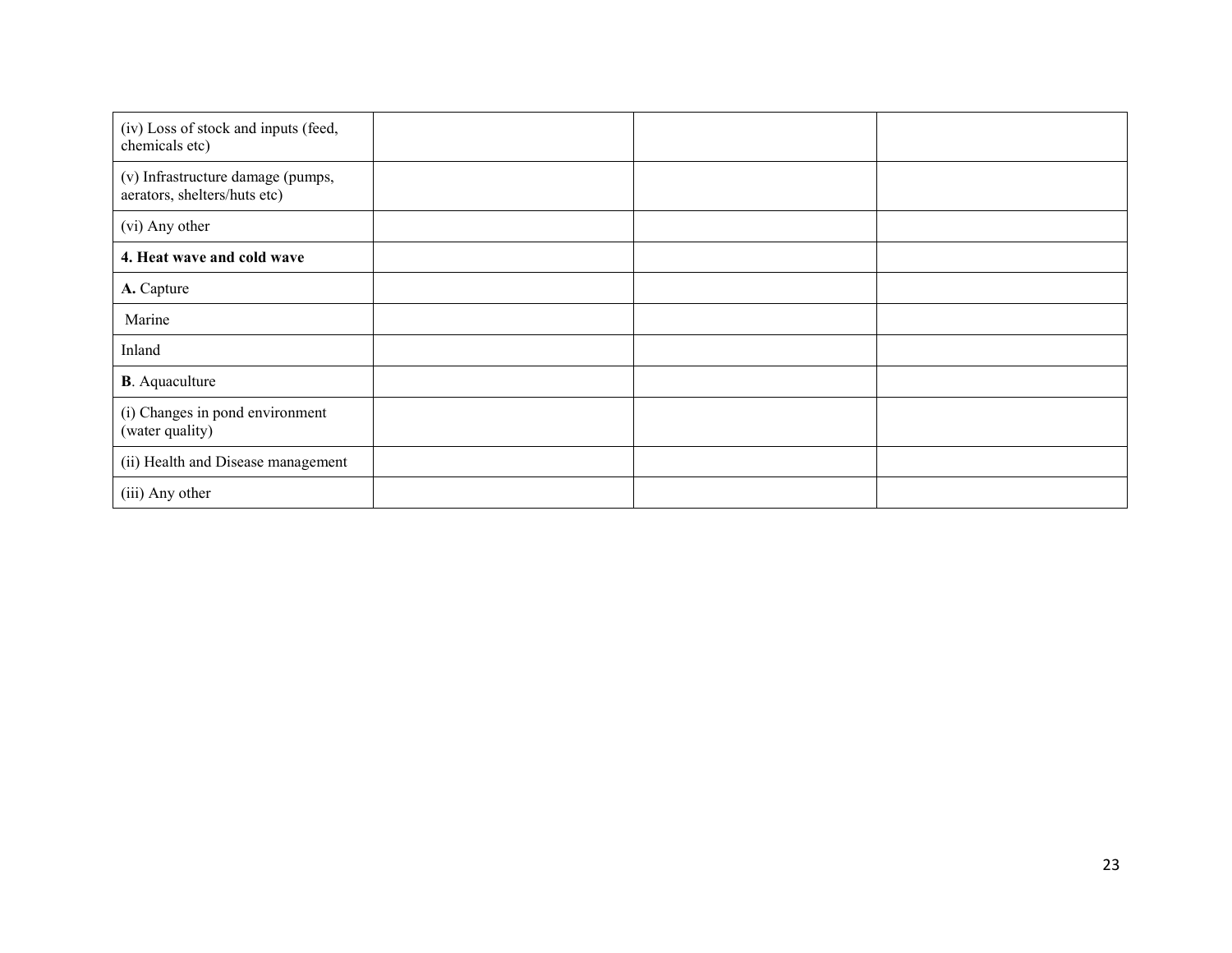| | | | |
|---|---|---|---|
| (iv) Loss of stock and inputs (feed, chemicals etc) | | | |
| (v) Infrastructure damage (pumps, aerators, shelters/huts etc) | | | |
| (vi) Any other | | | |
| **4. Heat wave and cold wave** | | | |
| **A.** Capture | | | |
| Marine | | | |
| Inland | | | |
| **B**. Aquaculture | | | |
| (i) Changes in pond environment (water quality) | | | |
| (ii) Health and Disease management | | | |
| (iii) Any other | | | |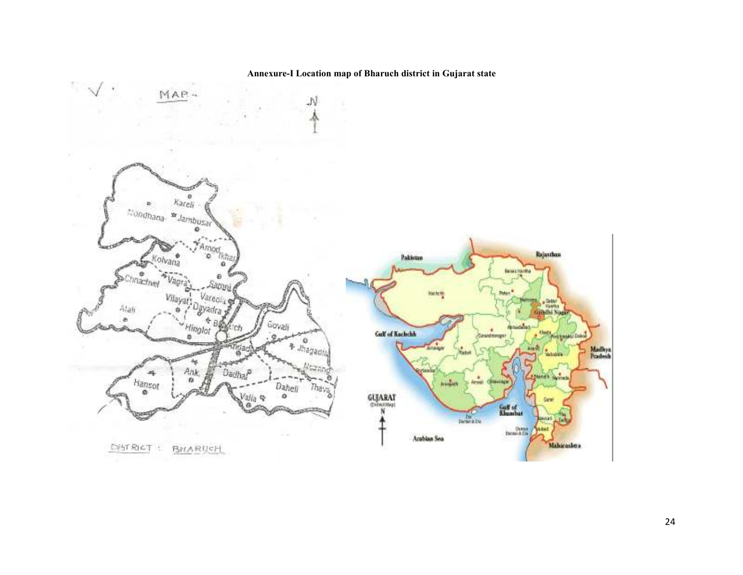**Annexure-I Location map of Bharuch district in Gujarat state**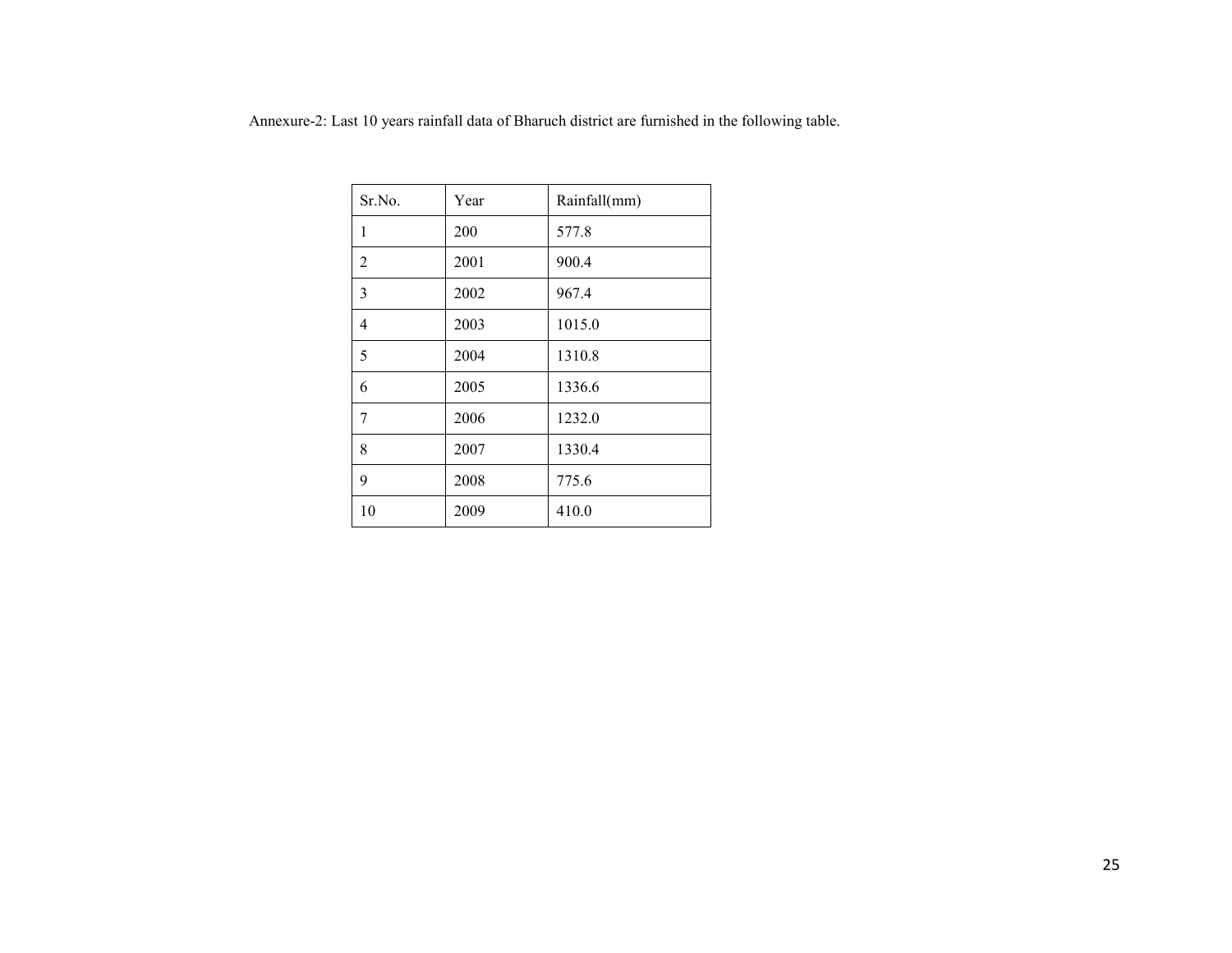Annexure-2: Last 10 years rainfall data of Bharuch district are furnished in the following table.

| Sr.No. | Year | Rainfall(mm) |
|---|---|---|
| 1 | 200 | 577.8 |
| 2 | 2001 | 900.4 |
| 3 | 2002 | 967.4 |
| 4 | 2003 | 1015.0 |
| 5 | 2004 | 1310.8 |
| 6 | 2005 | 1336.6 |
| 7 | 2006 | 1232.0 |
| 8 | 2007 | 1330.4 |
| 9 | 2008 | 775.6 |
| 10 | 2009 | 410.0 |